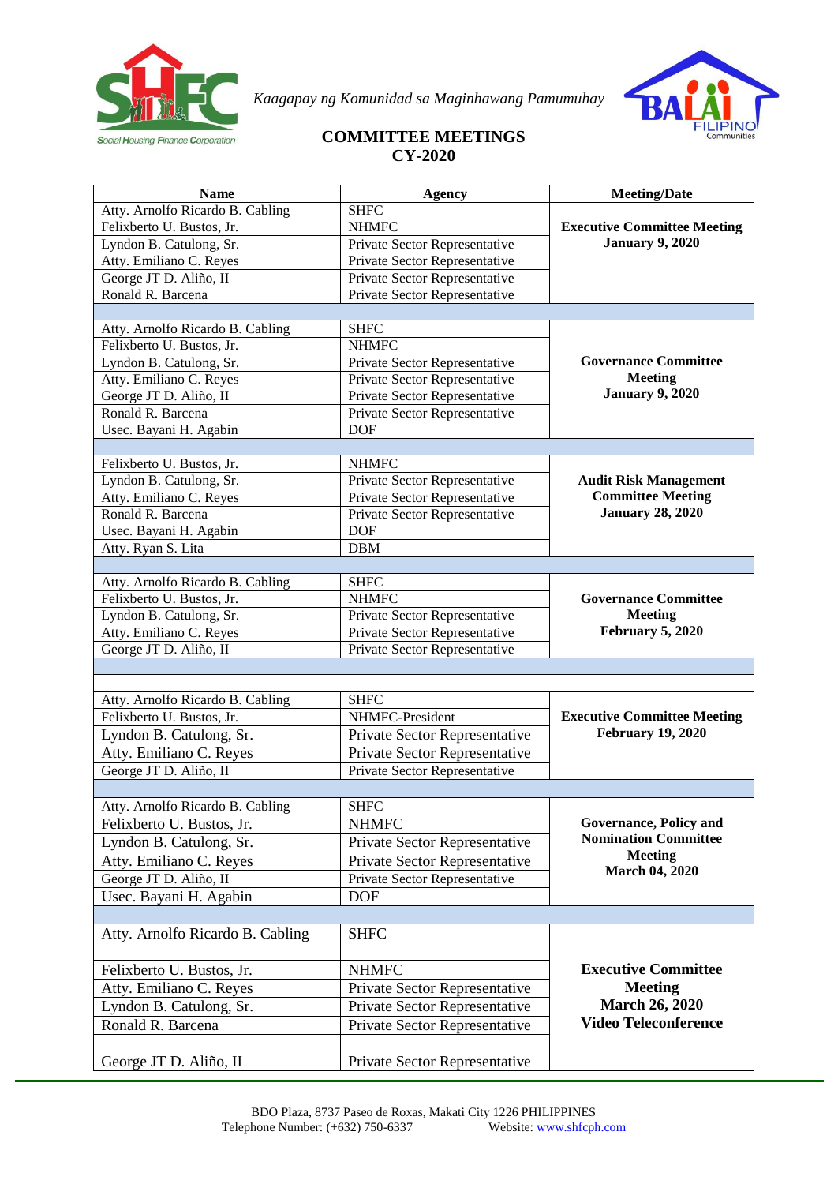*Kaagapay ng Komunidad sa Maginhawang Pamumuhay*

## COMMITTEE MEETINGS
## CY-2020

| Name | Agency | Meeting/Date |
|---|---|---|
| Atty. Arnolfo Ricardo B. Cabling | SHFC | **Executive Committee Meeting January 9, 2020** |
| Felixberto U. Bustos, Jr. | NHMFC | |
| Lyndon B. Catulong, Sr. | Private Sector Representative | |
| Atty. Emiliano C. Reyes | Private Sector Representative | |
| George JT D. Aliño, II | Private Sector Representative | |
| Ronald R. Barcena | Private Sector Representative | |
| | | |
| Atty. Arnolfo Ricardo B. Cabling | SHFC | **Governance Committee Meeting January 9, 2020** |
| Felixberto U. Bustos, Jr. | NHMFC | |
| Lyndon B. Catulong, Sr. | Private Sector Representative | |
| Atty. Emiliano C. Reyes | Private Sector Representative | |
| George JT D. Aliño, II | Private Sector Representative | |
| Ronald R. Barcena | Private Sector Representative | |
| Usec. Bayani H. Agabin | DOF | |
| | | |
| Felixberto U. Bustos, Jr. | NHMFC | **Audit Risk Management Committee Meeting January 28, 2020** |
| Lyndon B. Catulong, Sr. | Private Sector Representative | |
| Atty. Emiliano C. Reyes | Private Sector Representative | |
| Ronald R. Barcena | Private Sector Representative | |
| Usec. Bayani H. Agabin | DOF | |
| Atty. Ryan S. Lita | DBM | |
| | | |
| Atty. Arnolfo Ricardo B. Cabling | SHFC | **Governance Committee Meeting February 5, 2020** |
| Felixberto U. Bustos, Jr. | NHMFC | |
| Lyndon B. Catulong, Sr. | Private Sector Representative | |
| Atty. Emiliano C. Reyes | Private Sector Representative | |
| George JT D. Aliño, II | Private Sector Representative | |
| | | |
| | | |
| Atty. Arnolfo Ricardo B. Cabling | SHFC | **Executive Committee Meeting February 19, 2020** |
| Felixberto U. Bustos, Jr. | NHMFC-President | |
| Lyndon B. Catulong, Sr. | Private Sector Representative | |
| Atty. Emiliano C. Reyes | Private Sector Representative | |
| George JT D. Aliño, II | Private Sector Representative | |
| | | |
| Atty. Arnolfo Ricardo B. Cabling | SHFC | **Governance, Policy and Nomination Committee Meeting March 04, 2020** |
| Felixberto U. Bustos, Jr. | NHMFC | |
| Lyndon B. Catulong, Sr. | Private Sector Representative | |
| Atty. Emiliano C. Reyes | Private Sector Representative | |
| George JT D. Aliño, II | Private Sector Representative | |
| Usec. Bayani H. Agabin | DOF | |
| | | |
| Atty. Arnolfo Ricardo B. Cabling | SHFC | **Executive Committee Meeting March 26, 2020 Video Teleconference** |
| Felixberto U. Bustos, Jr. | NHMFC | |
| Atty. Emiliano C. Reyes | Private Sector Representative | |
| Lyndon B. Catulong, Sr. | Private Sector Representative | |
| Ronald R. Barcena | Private Sector Representative | |
| George JT D. Aliño, II | Private Sector Representative | |

BDO Plaza, 8737 Paseo de Roxas, Makati City 1226 PHILIPPINES
Telephone Number: (+632) 750-6337 Website: www.shfcph.com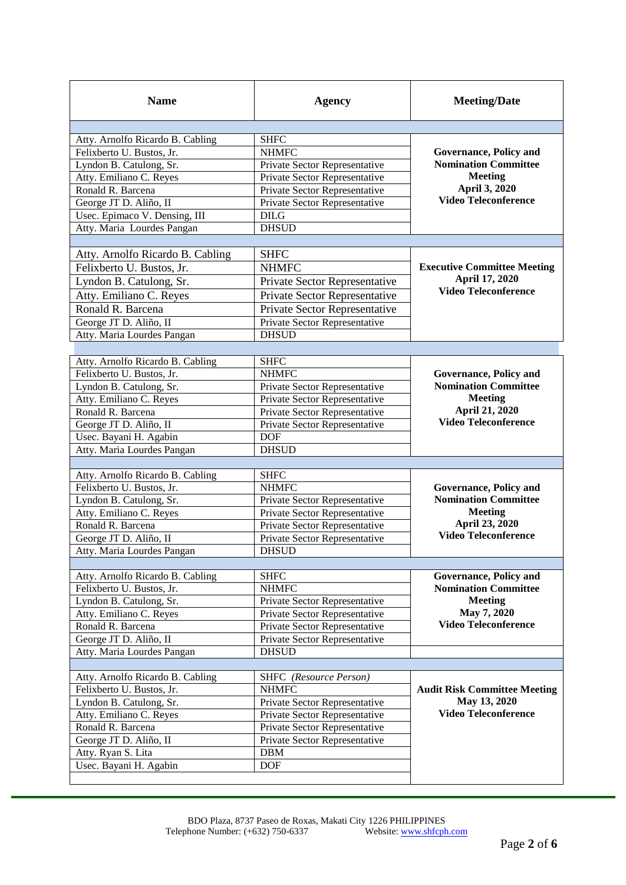| Name | Agency | Meeting/Date |
|---|---|---|
| | | |
| Atty. Arnolfo Ricardo B. Cabling | SHFC | **Governance, Policy and Nomination Committee Meeting April 3, 2020 Video Teleconference** |
| Felixberto U. Bustos, Jr. | NHMFC | |
| Lyndon B. Catulong, Sr. | Private Sector Representative | |
| Atty. Emiliano C. Reyes | Private Sector Representative | |
| Ronald R. Barcena | Private Sector Representative | |
| George JT D. Aliño, II | Private Sector Representative | |
| Usec. Epimaco V. Densing, III | DILG | |
| Atty. Maria Lourdes Pangan | DHSUD | |
| | | |
| Atty. Arnolfo Ricardo B. Cabling | SHFC | **Executive Committee Meeting April 17, 2020 Video Teleconference** |
| Felixberto U. Bustos, Jr. | NHMFC | |
| Lyndon B. Catulong, Sr. | Private Sector Representative | |
| Atty. Emiliano C. Reyes | Private Sector Representative | |
| Ronald R. Barcena | Private Sector Representative | |
| George JT D. Aliño, II | Private Sector Representative | |
| Atty. Maria Lourdes Pangan | DHSUD | |
| | | |
| Atty. Arnolfo Ricardo B. Cabling | SHFC | **Governance, Policy and Nomination Committee Meeting April 21, 2020 Video Teleconference** |
| Felixberto U. Bustos, Jr. | NHMFC | |
| Lyndon B. Catulong, Sr. | Private Sector Representative | |
| Atty. Emiliano C. Reyes | Private Sector Representative | |
| Ronald R. Barcena | Private Sector Representative | |
| George JT D. Aliño, II | Private Sector Representative | |
| Usec. Bayani H. Agabin | DOF | |
| Atty. Maria Lourdes Pangan | DHSUD | |
| | | |
| Atty. Arnolfo Ricardo B. Cabling | SHFC | **Governance, Policy and Nomination Committee Meeting April 23, 2020 Video Teleconference** |
| Felixberto U. Bustos, Jr. | NHMFC | |
| Lyndon B. Catulong, Sr. | Private Sector Representative | |
| Atty. Emiliano C. Reyes | Private Sector Representative | |
| Ronald R. Barcena | Private Sector Representative | |
| George JT D. Aliño, II | Private Sector Representative | |
| Atty. Maria Lourdes Pangan | DHSUD | |
| | | |
| Atty. Arnolfo Ricardo B. Cabling | SHFC | **Governance, Policy and Nomination Committee Meeting May 7, 2020 Video Teleconference** |
| Felixberto U. Bustos, Jr. | NHMFC | |
| Lyndon B. Catulong, Sr. | Private Sector Representative | |
| Atty. Emiliano C. Reyes | Private Sector Representative | |
| Ronald R. Barcena | Private Sector Representative | |
| George JT D. Aliño, II | Private Sector Representative | |
| Atty. Maria Lourdes Pangan | DHSUD | |
| | | |
| Atty. Arnolfo Ricardo B. Cabling | SHFC *(Resource Person)* | **Audit Risk Committee Meeting May 13, 2020 Video Teleconference** |
| Felixberto U. Bustos, Jr. | NHMFC | |
| Lyndon B. Catulong, Sr. | Private Sector Representative | |
| Atty. Emiliano C. Reyes | Private Sector Representative | |
| Ronald R. Barcena | Private Sector Representative | |
| George JT D. Aliño, II | Private Sector Representative | |
| Atty. Ryan S. Lita | DBM | |
| Usec. Bayani H. Agabin | DOF | |

BDO Plaza, 8737 Paseo de Roxas, Makati City 1226 PHILIPPINES
Telephone Number: (+632) 750-6337 Website: www.shfcph.com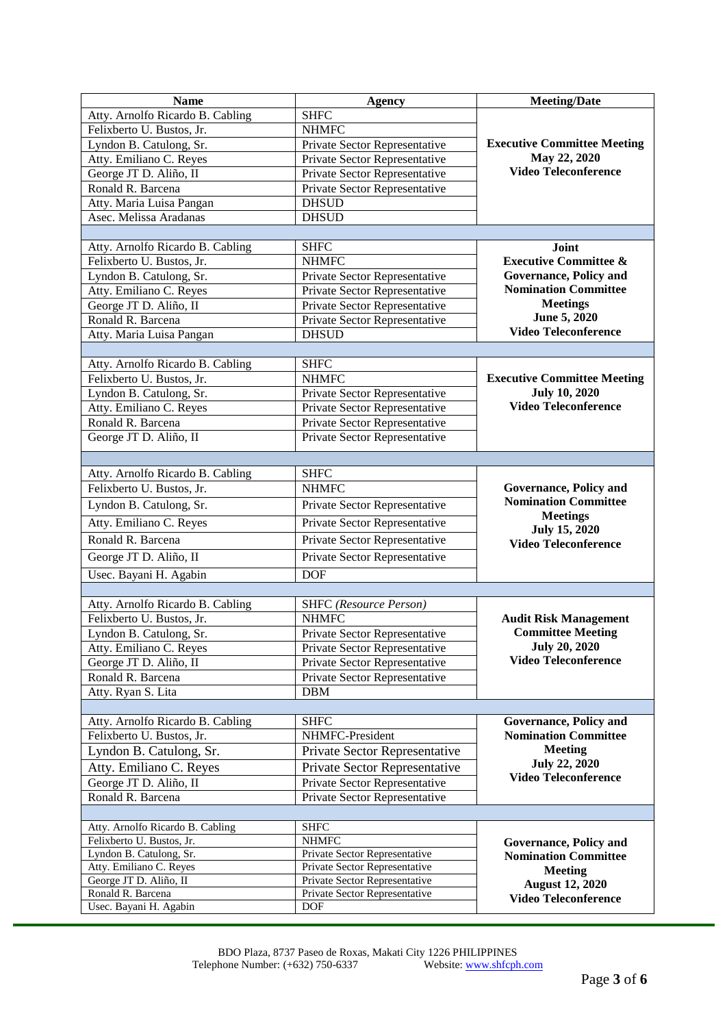| Name | Agency | Meeting/Date |
|---|---|---|
| Atty. Arnolfo Ricardo B. Cabling | SHFC | **Executive Committee Meeting May 22, 2020 Video Teleconference** |
| Felixberto U. Bustos, Jr. | NHMFC | |
| Lyndon B. Catulong, Sr. | Private Sector Representative | |
| Atty. Emiliano C. Reyes | Private Sector Representative | |
| George JT D. Aliño, II | Private Sector Representative | |
| Ronald R. Barcena | Private Sector Representative | |
| Atty. Maria Luisa Pangan | DHSUD | |
| Asec. Melissa Aradanas | DHSUD | |
| | | |
| Atty. Arnolfo Ricardo B. Cabling | SHFC | **Joint Executive Committee & Governance, Policy and Nomination Committee Meetings June 5, 2020 Video Teleconference** |
| Felixberto U. Bustos, Jr. | NHMFC | |
| Lyndon B. Catulong, Sr. | Private Sector Representative | |
| Atty. Emiliano C. Reyes | Private Sector Representative | |
| George JT D. Aliño, II | Private Sector Representative | |
| Ronald R. Barcena | Private Sector Representative | |
| Atty. Maria Luisa Pangan | DHSUD | |
| | | |
| Atty. Arnolfo Ricardo B. Cabling | SHFC | **Executive Committee Meeting July 10, 2020 Video Teleconference** |
| Felixberto U. Bustos, Jr. | NHMFC | |
| Lyndon B. Catulong, Sr. | Private Sector Representative | |
| Atty. Emiliano C. Reyes | Private Sector Representative | |
| Ronald R. Barcena | Private Sector Representative | |
| George JT D. Aliño, II | Private Sector Representative | |
| | | |
| Atty. Arnolfo Ricardo B. Cabling | SHFC | **Governance, Policy and Nomination Committee Meetings July 15, 2020 Video Teleconference** |
| Felixberto U. Bustos, Jr. | NHMFC | |
| Lyndon B. Catulong, Sr. | Private Sector Representative | |
| Atty. Emiliano C. Reyes | Private Sector Representative | |
| Ronald R. Barcena | Private Sector Representative | |
| George JT D. Aliño, II | Private Sector Representative | |
| Usec. Bayani H. Agabin | DOF | |
| | | |
| Atty. Arnolfo Ricardo B. Cabling | SHFC *(Resource Person)* | **Audit Risk Management Committee Meeting July 20, 2020 Video Teleconference** |
| Felixberto U. Bustos, Jr. | NHMFC | |
| Lyndon B. Catulong, Sr. | Private Sector Representative | |
| Atty. Emiliano C. Reyes | Private Sector Representative | |
| George JT D. Aliño, II | Private Sector Representative | |
| Ronald R. Barcena | Private Sector Representative | |
| Atty. Ryan S. Lita | DBM | |
| | | |
| Atty. Arnolfo Ricardo B. Cabling | SHFC | **Governance, Policy and Nomination Committee Meeting July 22, 2020 Video Teleconference** |
| Felixberto U. Bustos, Jr. | NHMFC-President | |
| Lyndon B. Catulong, Sr. | Private Sector Representative | |
| Atty. Emiliano C. Reyes | Private Sector Representative | |
| George JT D. Aliño, II | Private Sector Representative | |
| Ronald R. Barcena | Private Sector Representative | |
| | | |
| Atty. Arnolfo Ricardo B. Cabling | SHFC | **Governance, Policy and Nomination Committee Meeting August 12, 2020 Video Teleconference** |
| Felixberto U. Bustos, Jr. | NHMFC | |
| Lyndon B. Catulong, Sr. | Private Sector Representative | |
| Atty. Emiliano C. Reyes | Private Sector Representative | |
| George JT D. Aliño, II | Private Sector Representative | |
| Ronald R. Barcena | Private Sector Representative | |
| Usec. Bayani H. Agabin | DOF | |

BDO Plaza, 8737 Paseo de Roxas, Makati City 1226 PHILIPPINES
Telephone Number: (+632) 750-6337 Website: www.shfcph.com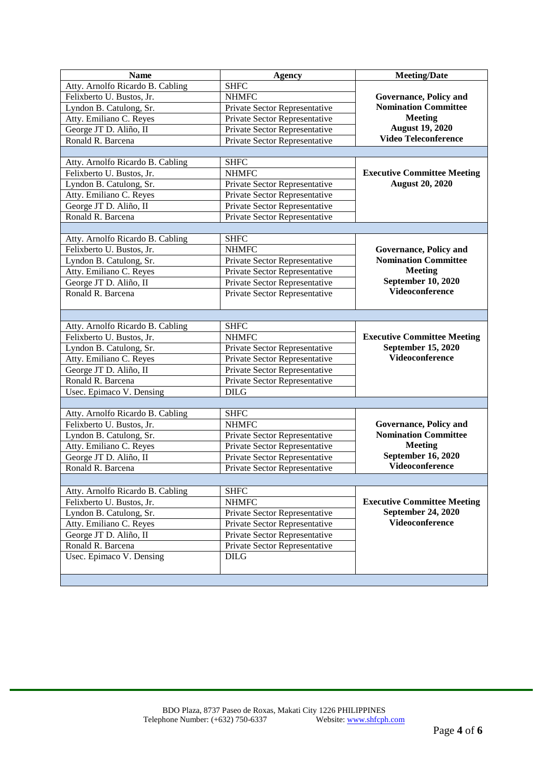| Name | Agency | Meeting/Date |
|---|---|---|
| Atty. Arnolfo Ricardo B. Cabling | SHFC | **Governance, Policy and Nomination Committee Meeting August 19, 2020 Video Teleconference** |
| Felixberto U. Bustos, Jr. | NHMFC | |
| Lyndon B. Catulong, Sr. | Private Sector Representative | |
| Atty. Emiliano C. Reyes | Private Sector Representative | |
| George JT D. Aliño, II | Private Sector Representative | |
| Ronald R. Barcena | Private Sector Representative | |
| | | |
| Atty. Arnolfo Ricardo B. Cabling | SHFC | **Executive Committee Meeting August 20, 2020** |
| Felixberto U. Bustos, Jr. | NHMFC | |
| Lyndon B. Catulong, Sr. | Private Sector Representative | |
| Atty. Emiliano C. Reyes | Private Sector Representative | |
| George JT D. Aliño, II | Private Sector Representative | |
| Ronald R. Barcena | Private Sector Representative | |
| | | |
| Atty. Arnolfo Ricardo B. Cabling | SHFC | **Governance, Policy and Nomination Committee Meeting September 10, 2020 Videoconference** |
| Felixberto U. Bustos, Jr. | NHMFC | |
| Lyndon B. Catulong, Sr. | Private Sector Representative | |
| Atty. Emiliano C. Reyes | Private Sector Representative | |
| George JT D. Aliño, II | Private Sector Representative | |
| Ronald R. Barcena | Private Sector Representative | |
| | | |
| Atty. Arnolfo Ricardo B. Cabling | SHFC | **Executive Committee Meeting September 15, 2020 Videoconference** |
| Felixberto U. Bustos, Jr. | NHMFC | |
| Lyndon B. Catulong, Sr. | Private Sector Representative | |
| Atty. Emiliano C. Reyes | Private Sector Representative | |
| George JT D. Aliño, II | Private Sector Representative | |
| Ronald R. Barcena | Private Sector Representative | |
| Usec. Epimaco V. Densing | DILG | |
| | | |
| Atty. Arnolfo Ricardo B. Cabling | SHFC | **Governance, Policy and Nomination Committee Meeting September 16, 2020 Videoconference** |
| Felixberto U. Bustos, Jr. | NHMFC | |
| Lyndon B. Catulong, Sr. | Private Sector Representative | |
| Atty. Emiliano C. Reyes | Private Sector Representative | |
| George JT D. Aliño, II | Private Sector Representative | |
| Ronald R. Barcena | Private Sector Representative | |
| | | |
| Atty. Arnolfo Ricardo B. Cabling | SHFC | **Executive Committee Meeting September 24, 2020 Videoconference** |
| Felixberto U. Bustos, Jr. | NHMFC | |
| Lyndon B. Catulong, Sr. | Private Sector Representative | |
| Atty. Emiliano C. Reyes | Private Sector Representative | |
| George JT D. Aliño, II | Private Sector Representative | |
| Ronald R. Barcena | Private Sector Representative | |
| Usec. Epimaco V. Densing | DILG | |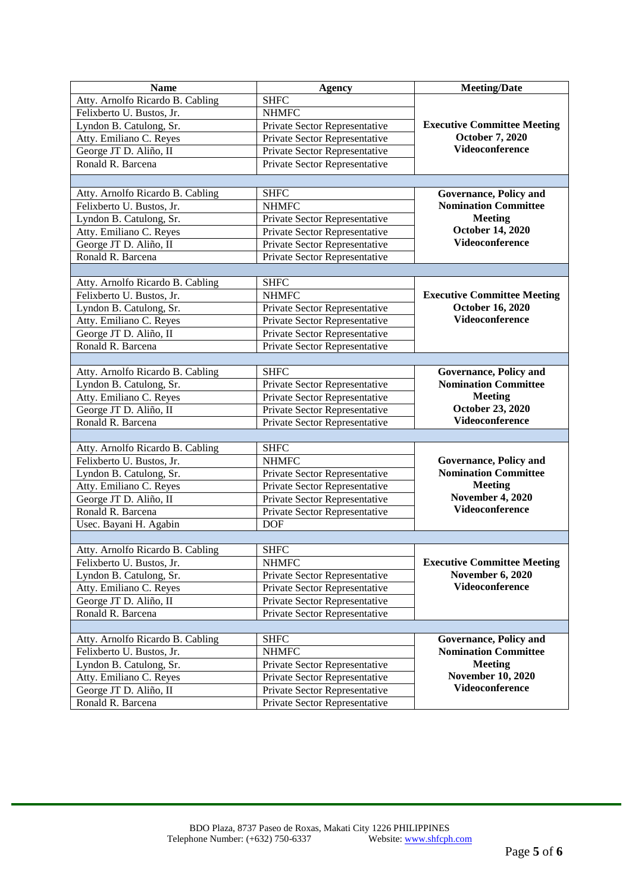| Name | Agency | Meeting/Date |
|---|---|---|
| Atty. Arnolfo Ricardo B. Cabling | SHFC | **Executive Committee Meeting October 7, 2020 Videoconference** |
| Felixberto U. Bustos, Jr. | NHMFC | |
| Lyndon B. Catulong, Sr. | Private Sector Representative | |
| Atty. Emiliano C. Reyes | Private Sector Representative | |
| George JT D. Aliño, II | Private Sector Representative | |
| Ronald R. Barcena | Private Sector Representative | |
| | | |
| Atty. Arnolfo Ricardo B. Cabling | SHFC | **Governance, Policy and Nomination Committee Meeting October 14, 2020 Videoconference** |
| Felixberto U. Bustos, Jr. | NHMFC | |
| Lyndon B. Catulong, Sr. | Private Sector Representative | |
| Atty. Emiliano C. Reyes | Private Sector Representative | |
| George JT D. Aliño, II | Private Sector Representative | |
| Ronald R. Barcena | Private Sector Representative | |
| | | |
| Atty. Arnolfo Ricardo B. Cabling | SHFC | **Executive Committee Meeting October 16, 2020 Videoconference** |
| Felixberto U. Bustos, Jr. | NHMFC | |
| Lyndon B. Catulong, Sr. | Private Sector Representative | |
| Atty. Emiliano C. Reyes | Private Sector Representative | |
| George JT D. Aliño, II | Private Sector Representative | |
| Ronald R. Barcena | Private Sector Representative | |
| | | |
| Atty. Arnolfo Ricardo B. Cabling | SHFC | **Governance, Policy and Nomination Committee Meeting October 23, 2020 Videoconference** |
| Lyndon B. Catulong, Sr. | Private Sector Representative | |
| Atty. Emiliano C. Reyes | Private Sector Representative | |
| George JT D. Aliño, II | Private Sector Representative | |
| Ronald R. Barcena | Private Sector Representative | |
| | | |
| Atty. Arnolfo Ricardo B. Cabling | SHFC | **Governance, Policy and Nomination Committee Meeting November 4, 2020 Videoconference** |
| Felixberto U. Bustos, Jr. | NHMFC | |
| Lyndon B. Catulong, Sr. | Private Sector Representative | |
| Atty. Emiliano C. Reyes | Private Sector Representative | |
| George JT D. Aliño, II | Private Sector Representative | |
| Ronald R. Barcena | Private Sector Representative | |
| Usec. Bayani H. Agabin | DOF | |
| | | |
| Atty. Arnolfo Ricardo B. Cabling | SHFC | **Executive Committee Meeting November 6, 2020 Videoconference** |
| Felixberto U. Bustos, Jr. | NHMFC | |
| Lyndon B. Catulong, Sr. | Private Sector Representative | |
| Atty. Emiliano C. Reyes | Private Sector Representative | |
| George JT D. Aliño, II | Private Sector Representative | |
| Ronald R. Barcena | Private Sector Representative | |
| | | |
| Atty. Arnolfo Ricardo B. Cabling | SHFC | **Governance, Policy and Nomination Committee Meeting November 10, 2020 Videoconference** |
| Felixberto U. Bustos, Jr. | NHMFC | |
| Lyndon B. Catulong, Sr. | Private Sector Representative | |
| Atty. Emiliano C. Reyes | Private Sector Representative | |
| George JT D. Aliño, II | Private Sector Representative | |
| Ronald R. Barcena | Private Sector Representative | |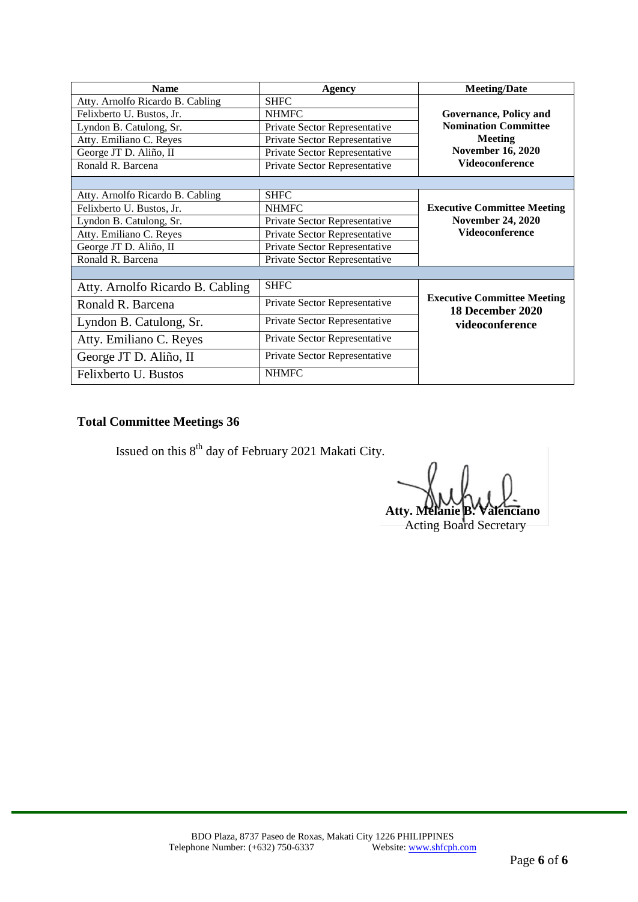| Name | Agency | Meeting/Date |
| --- | --- | --- |
| Atty. Arnolfo Ricardo B. Cabling | SHFC | **Governance, Policy and Nomination Committee Meeting November 16, 2020 Videoconference** |
| Felixberto U. Bustos, Jr. | NHMFC | |
| Lyndon B. Catulong, Sr. | Private Sector Representative | |
| Atty. Emiliano C. Reyes | Private Sector Representative | |
| George JT D. Aliño, II | Private Sector Representative | |
| Ronald R. Barcena | Private Sector Representative | |
| | | |
| Atty. Arnolfo Ricardo B. Cabling | SHFC | **Executive Committee Meeting November 24, 2020 Videoconference** |
| Felixberto U. Bustos, Jr. | NHMFC | |
| Lyndon B. Catulong, Sr. | Private Sector Representative | |
| Atty. Emiliano C. Reyes | Private Sector Representative | |
| George JT D. Aliño, II | Private Sector Representative | |
| Ronald R. Barcena | Private Sector Representative | |
| | | |
| Atty. Arnolfo Ricardo B. Cabling | SHFC | **Executive Committee Meeting 18 December 2020 videoconference** |
| Ronald R. Barcena | Private Sector Representative | |
| Lyndon B. Catulong, Sr. | Private Sector Representative | |
| Atty. Emiliano C. Reyes | Private Sector Representative | |
| George JT D. Aliño, II | Private Sector Representative | |
| Felixberto U. Bustos | NHMFC | |

**Total Committee Meetings 36**

Issued on this 8th day of February 2021 Makati City.

**Atty. Melanie B. Valenciano**
Acting Board Secretary

BDO Plaza, 8737 Paseo de Roxas, Makati City 1226 PHILIPPINES
Telephone Number: (+632) 750-6337 Website: www.shfcph.com